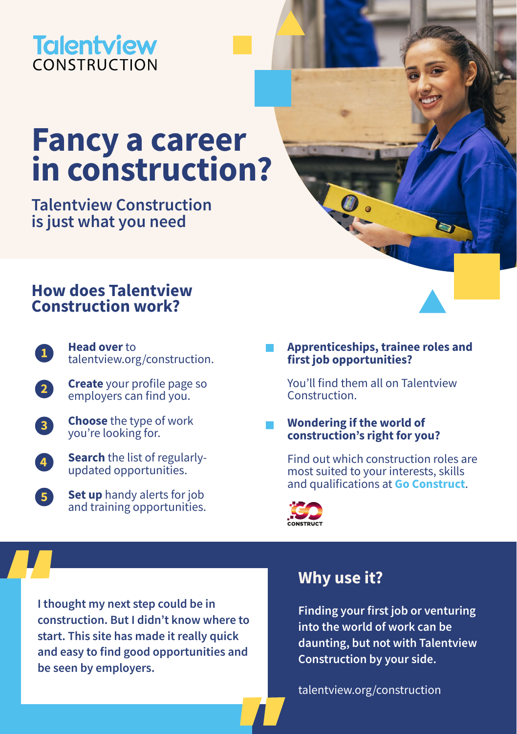Talentview CONSTRUCTION

# Fancy a career in construction?

## Talentview Construction is just what you need

## How does Talentview Construction work?

1. **Head over** to talentview.org/construction.
2. **Create** your profile page so employers can find you.
3. **Choose** the type of work you're looking for.
4. **Search** the list of regularly-updated opportunities.
5. **Set up** handy alerts for job and training opportunities.

### Apprenticeships, trainee roles and first job opportunities?

You'll find them all on Talentview Construction.

### Wondering if the world of construction's right for you?

Find out which construction roles are most suited to your interests, skills and qualifications at **Go Construct**.

GO CONSTRUCT

> **I thought my next step could be in construction. But I didn't know where to start. This site has made it really quick and easy to find good opportunities and be seen by employers.**

## Why use it?

**Finding your first job or venturing into the world of work can be daunting, but not with Talentview Construction by your side.**

talentview.org/construction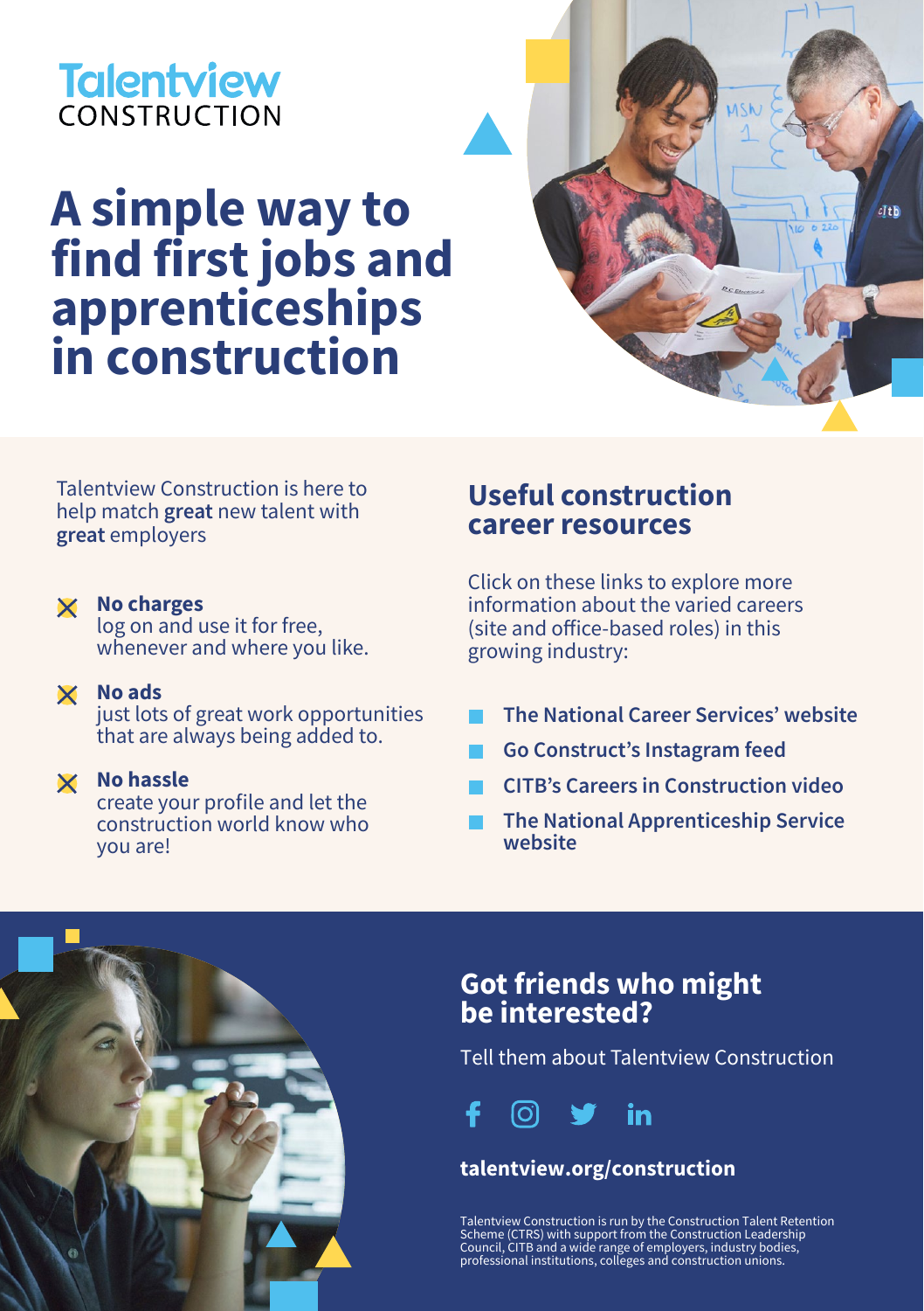Talentview
CONSTRUCTION

# A simple way to find first jobs and apprenticeships in construction

Talentview Construction is here to help match **great** new talent with **great** employers

- **No charges**
  log on and use it for free, whenever and where you like.
- **No ads**
  just lots of great work opportunities that are always being added to.
- **No hassle**
  create your profile and let the construction world know who you are!

## Useful construction career resources

Click on these links to explore more information about the varied careers (site and office-based roles) in this growing industry:

- **The National Career Services' website**
- **Go Construct's Instagram feed**
- **CITB's Careers in Construction video**
- **The National Apprenticeship Service website**

## Got friends who might be interested?

Tell them about Talentview Construction

**talentview.org/construction**

Talentview Construction is run by the Construction Talent Retention Scheme (CTRS) with support from the Construction Leadership Council, CITB and a wide range of employers, industry bodies, professional institutions, colleges and construction unions.